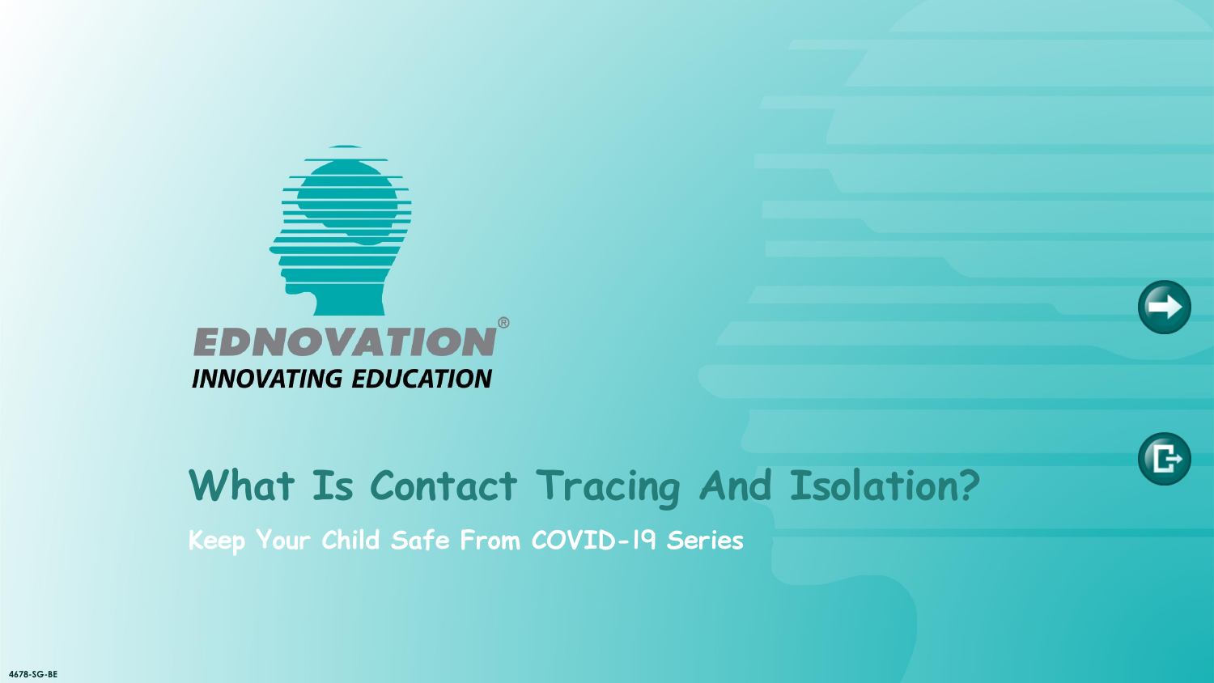EDNOVATION®

INNOVATING EDUCATION

# What Is Contact Tracing And Isolation?

## Keep Your Child Safe From COVID-19 Series

4678-SG-BE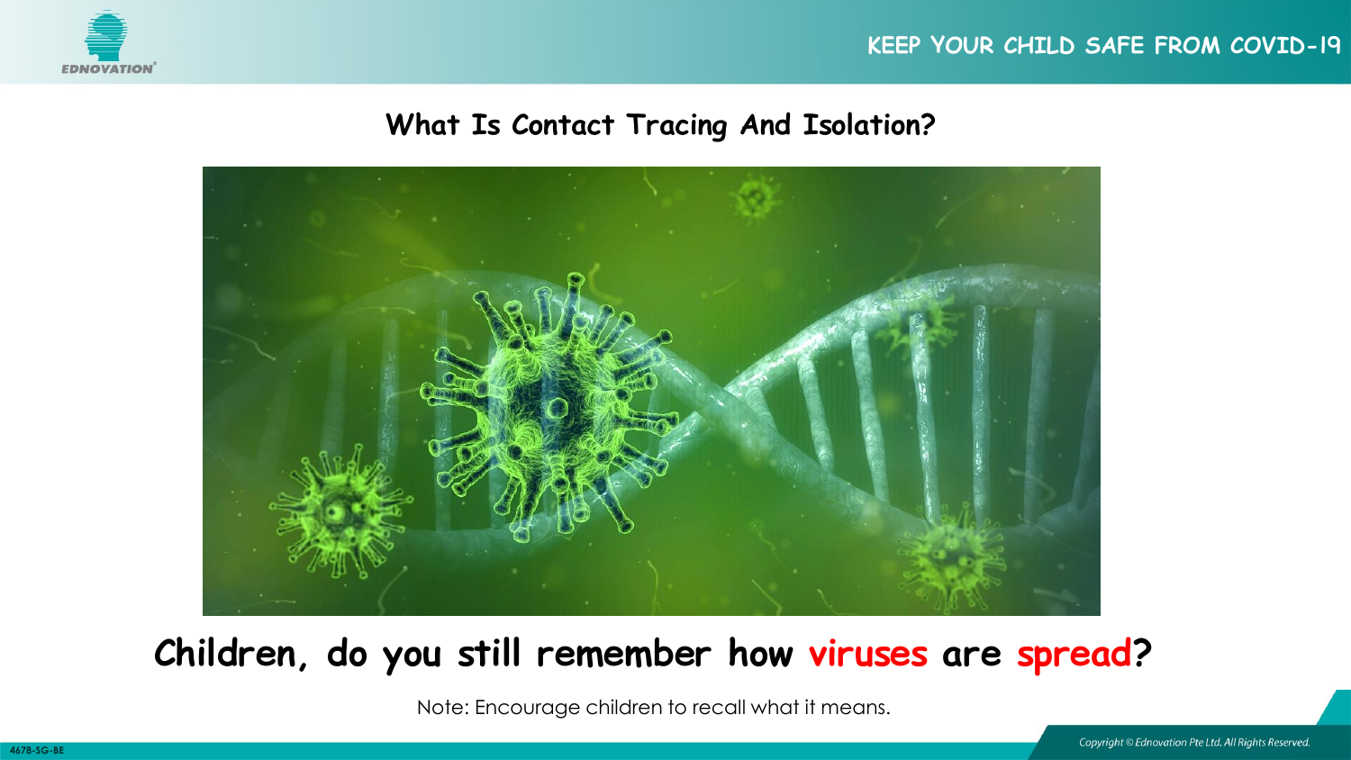## What Is Contact Tracing And Isolation?

**Children, do you still remember how viruses are spread?**

Note: Encourage children to recall what it means.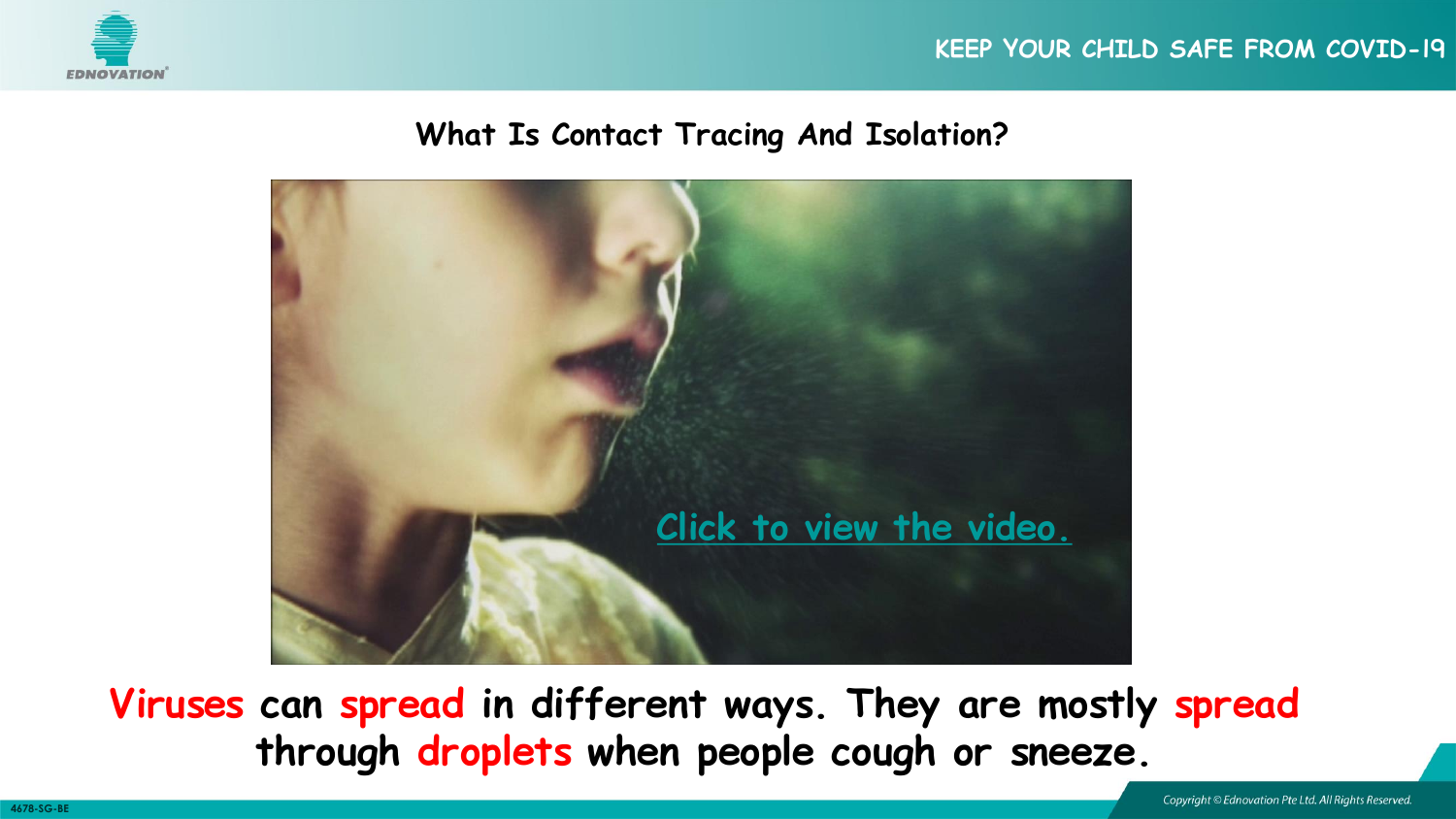## What Is Contact Tracing And Isolation?

Click to view the video.

**Viruses can spread in different ways. They are mostly spread through droplets when people cough or sneeze.**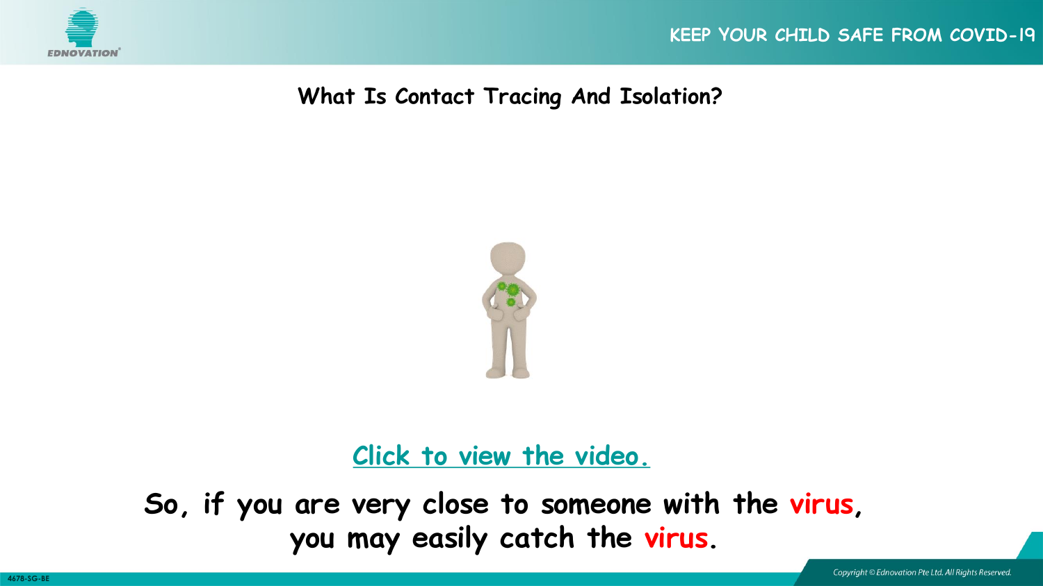## What Is Contact Tracing And Isolation?

Click to view the video.

So, if you are very close to someone with the virus, you may easily catch the virus.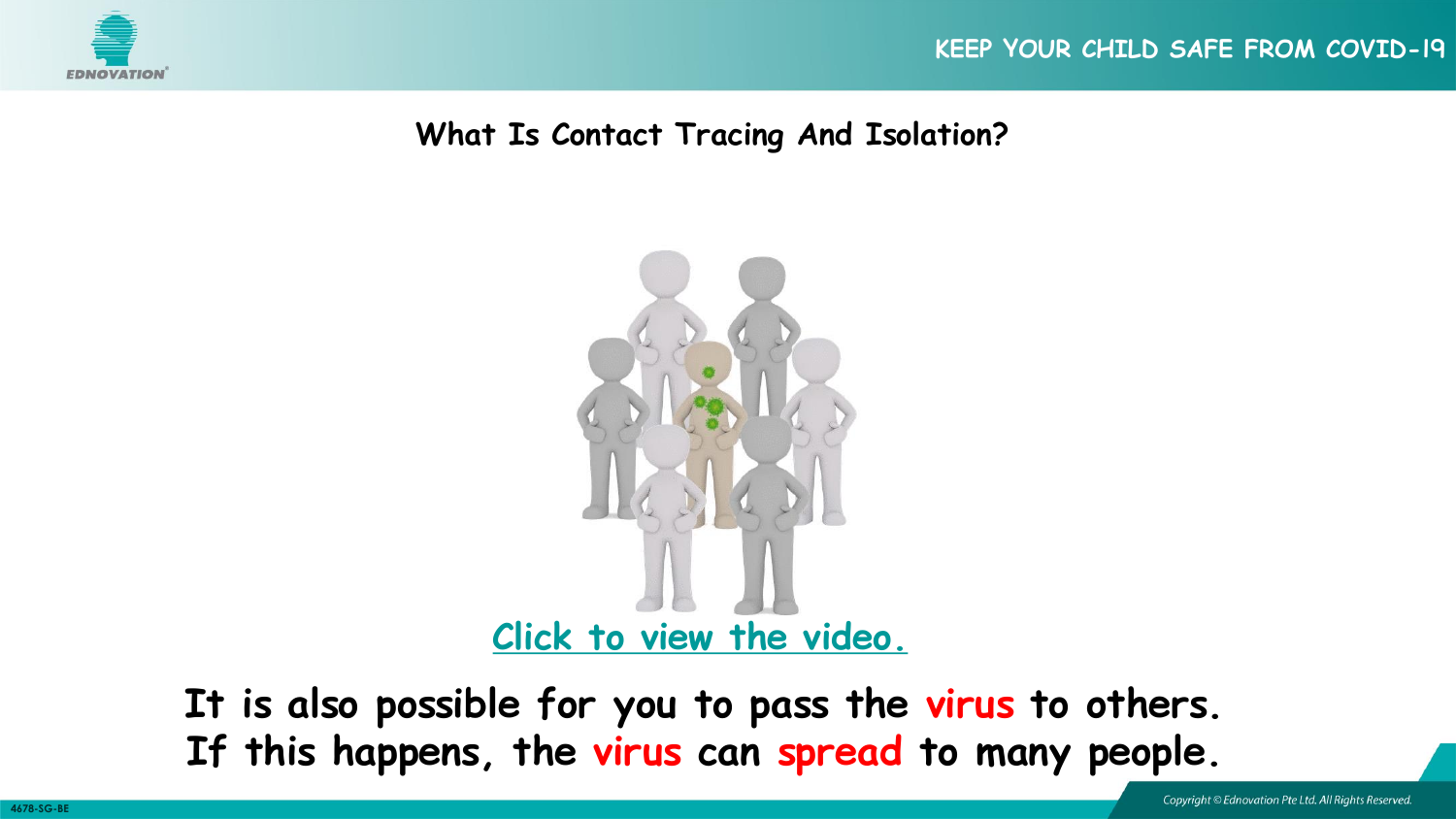## What Is Contact Tracing And Isolation?

Click to view the video.

**It is also possible for you to pass the virus to others.**
**If this happens, the virus can spread to many people.**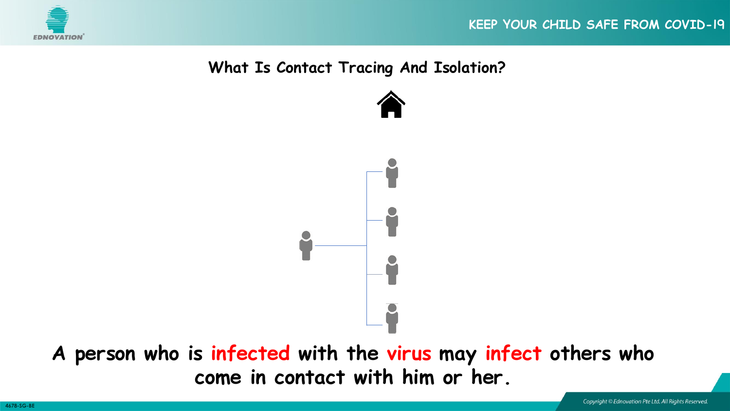## What Is Contact Tracing And Isolation?

**A person who is infected with the virus may infect others who come in contact with him or her.**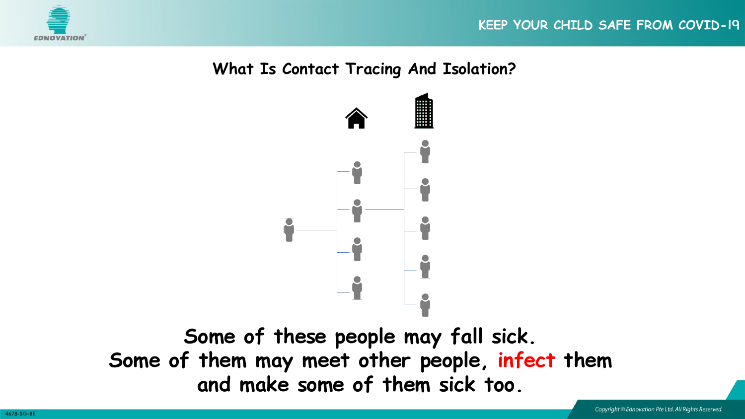## What Is Contact Tracing And Isolation?

**Some of these people may fall sick.**
**Some of them may meet other people, infect them and make some of them sick too.**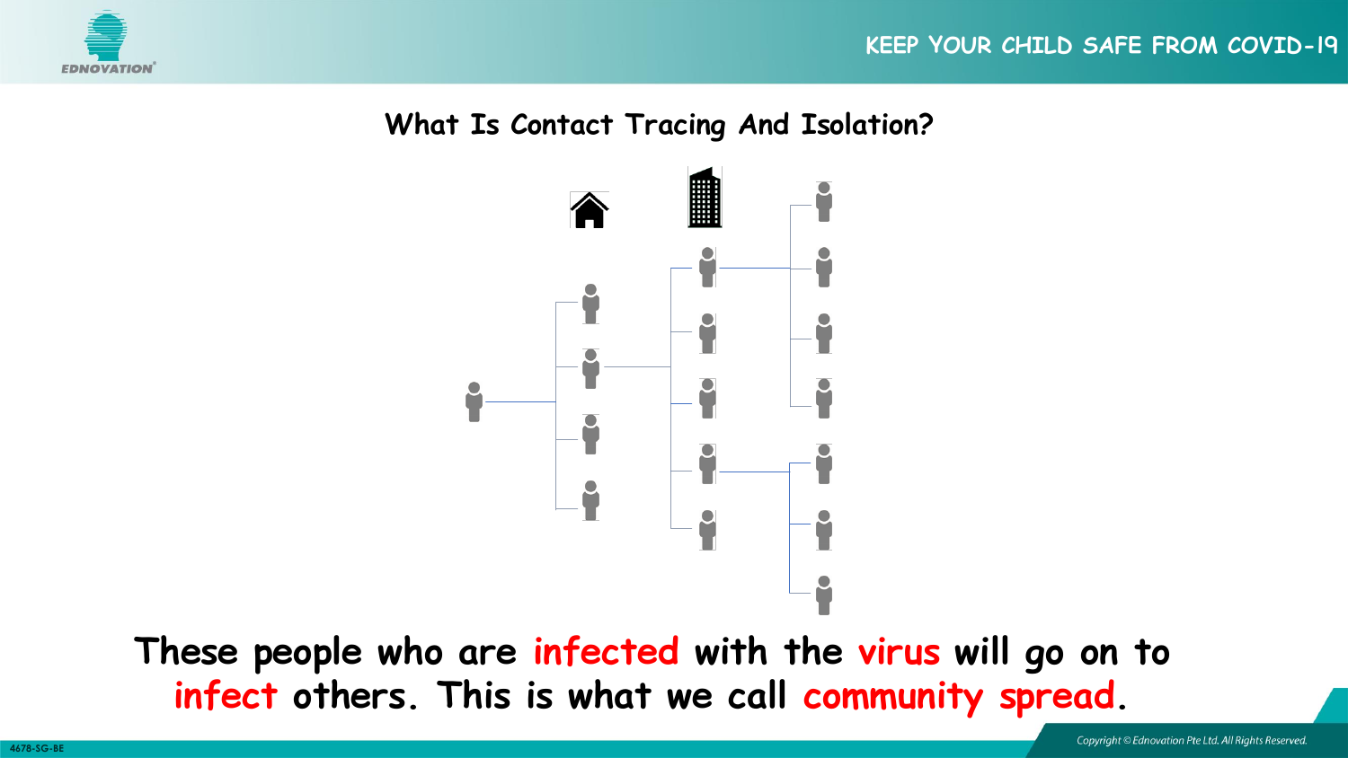## What Is Contact Tracing And Isolation?

**These people who are infected with the virus will go on to infect others. This is what we call community spread.**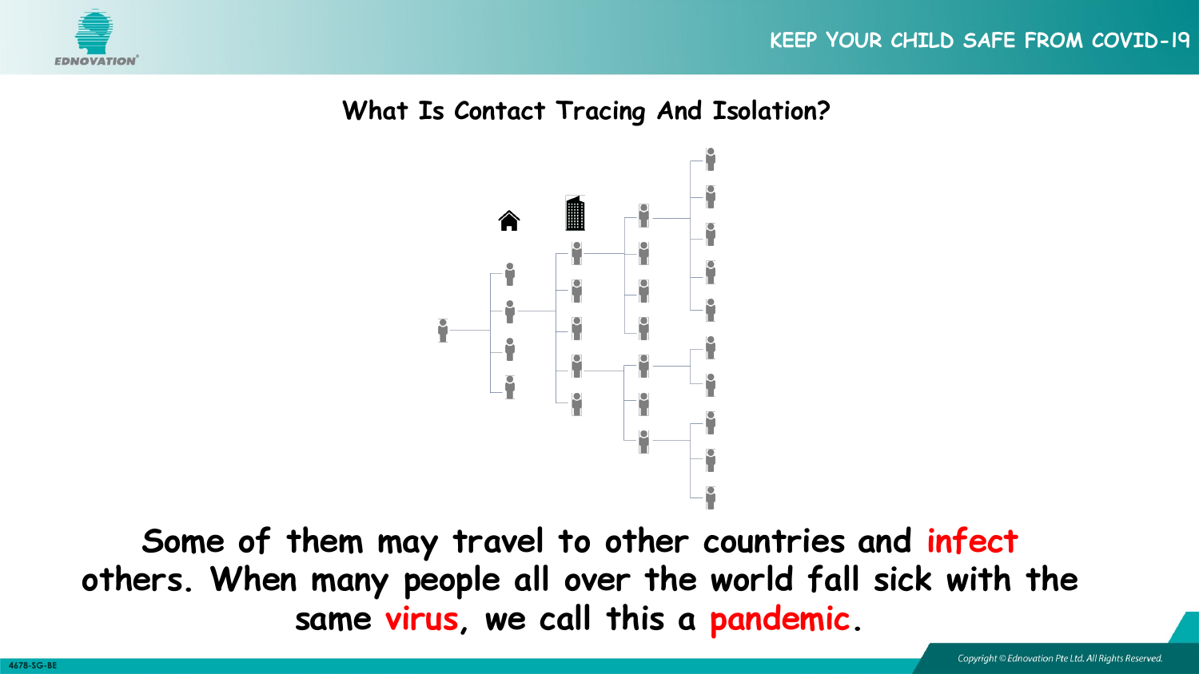## What Is Contact Tracing And Isolation?

**Some of them may travel to other countries and infect others. When many people all over the world fall sick with the same virus, we call this a pandemic.**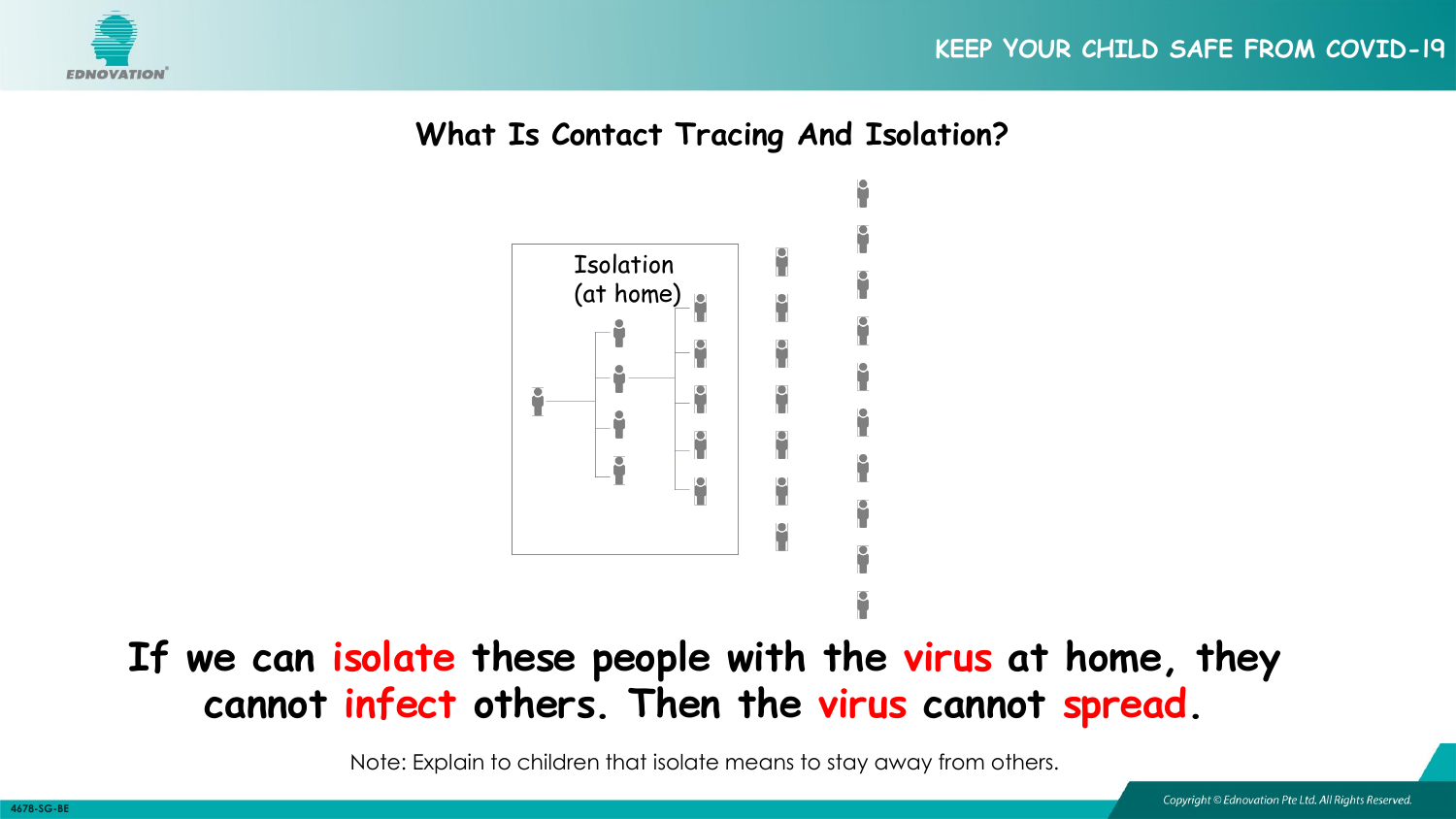## What Is Contact Tracing And Isolation?

Isolation
(at home)

**If we can isolate these people with the virus at home, they cannot infect others. Then the virus cannot spread.**

Note: Explain to children that isolate means to stay away from others.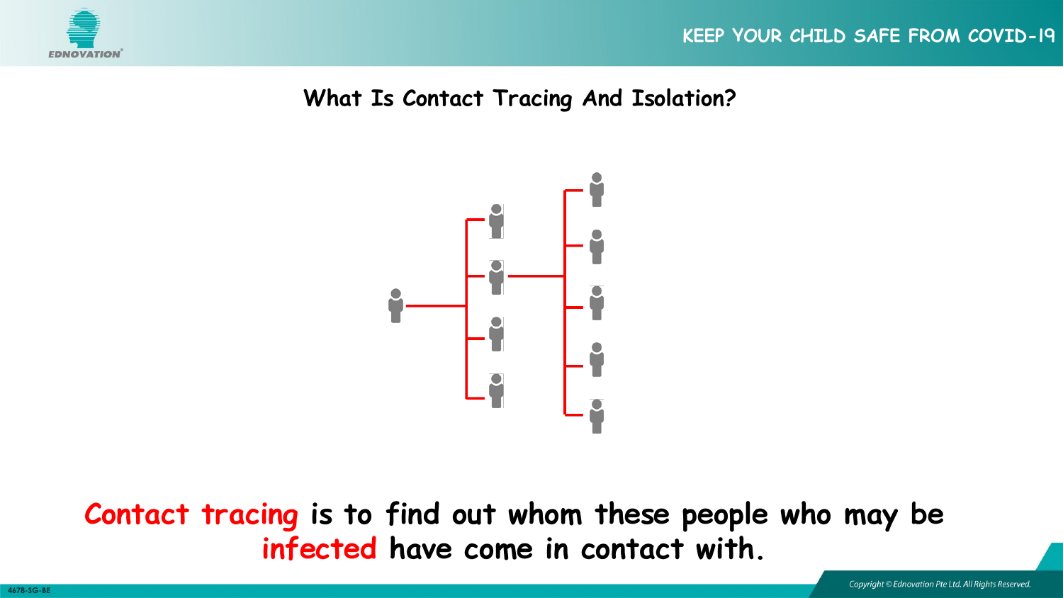## What Is Contact Tracing And Isolation?

**Contact tracing** is to find out whom these people who may be **infected** have come in contact with.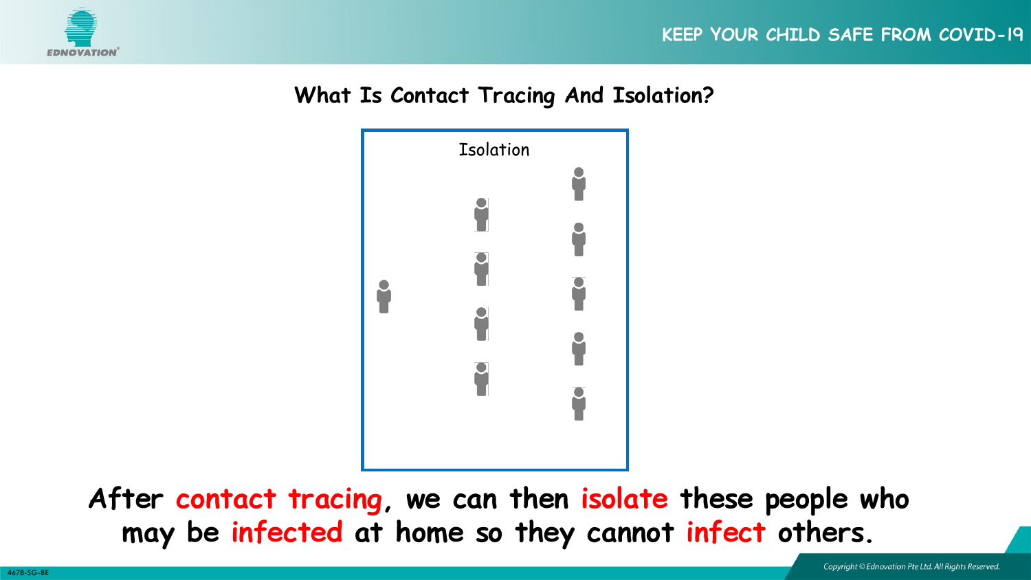## What Is Contact Tracing And Isolation?

Isolation

**After contact tracing, we can then isolate these people who may be infected at home so they cannot infect others.**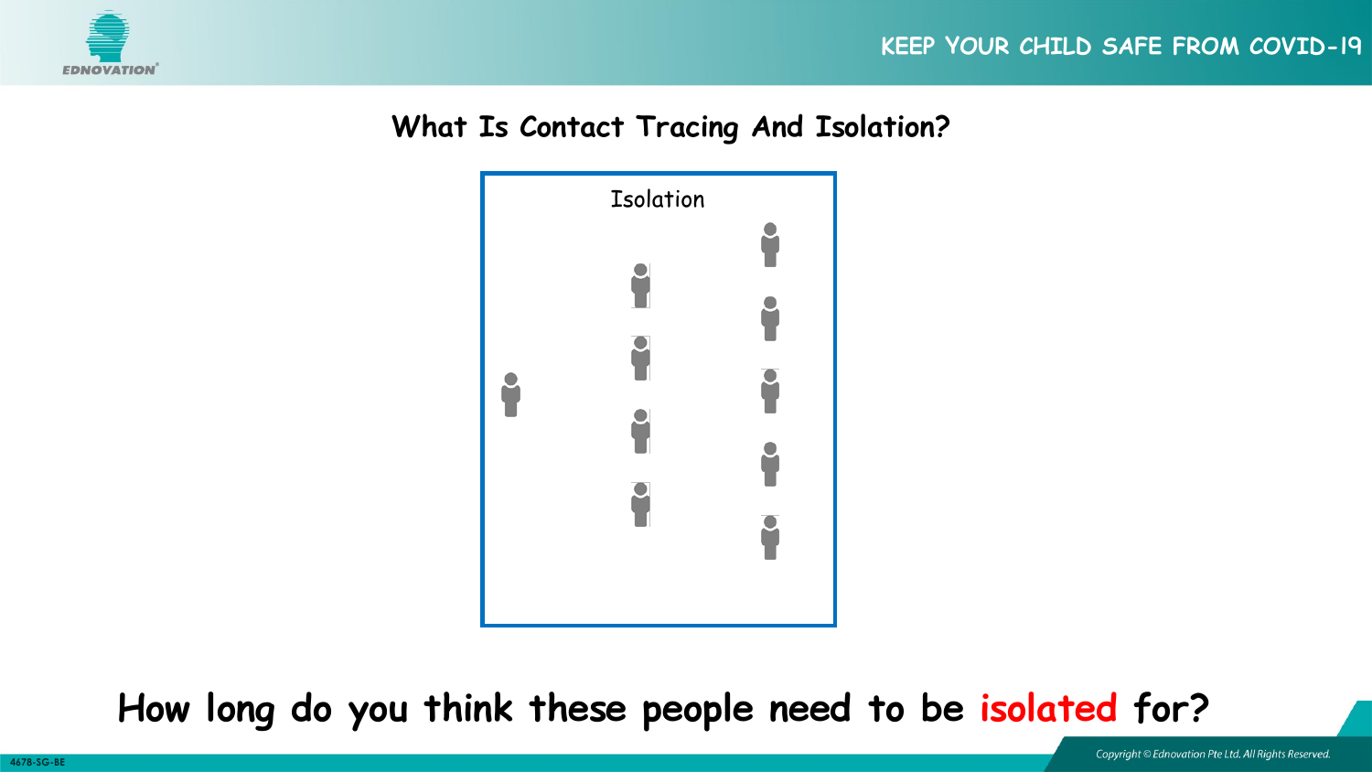## What Is Contact Tracing And Isolation?

Isolation

**How long do you think these people need to be isolated for?**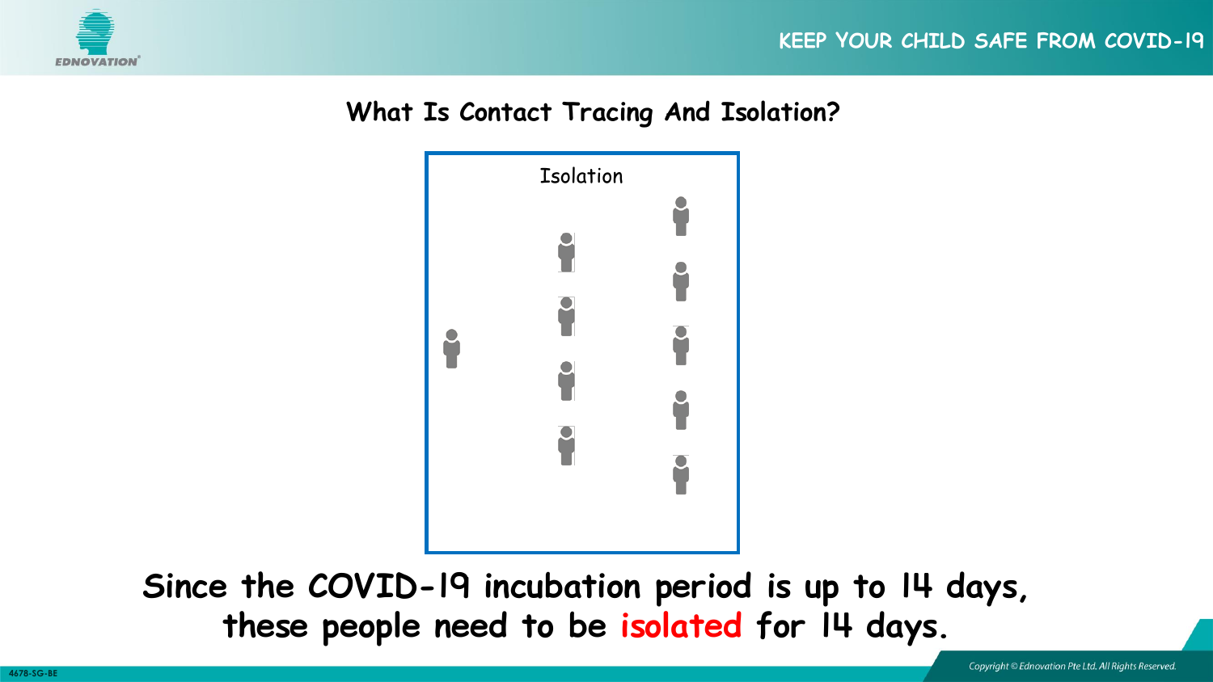## What Is Contact Tracing And Isolation?

Isolation

**Since the COVID-19 incubation period is up to 14 days, these people need to be isolated for 14 days.**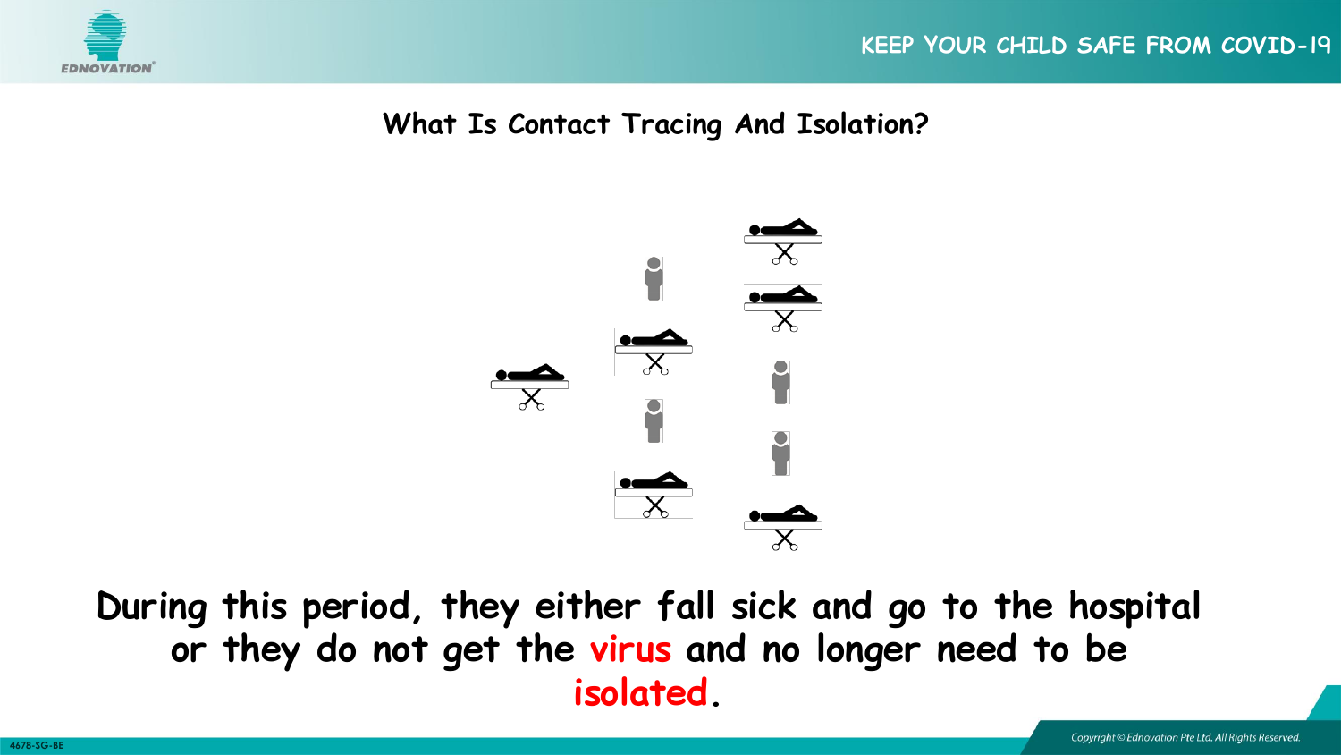## What Is Contact Tracing And Isolation?

During this period, they either fall sick and go to the hospital or they do not get the virus and no longer need to be isolated.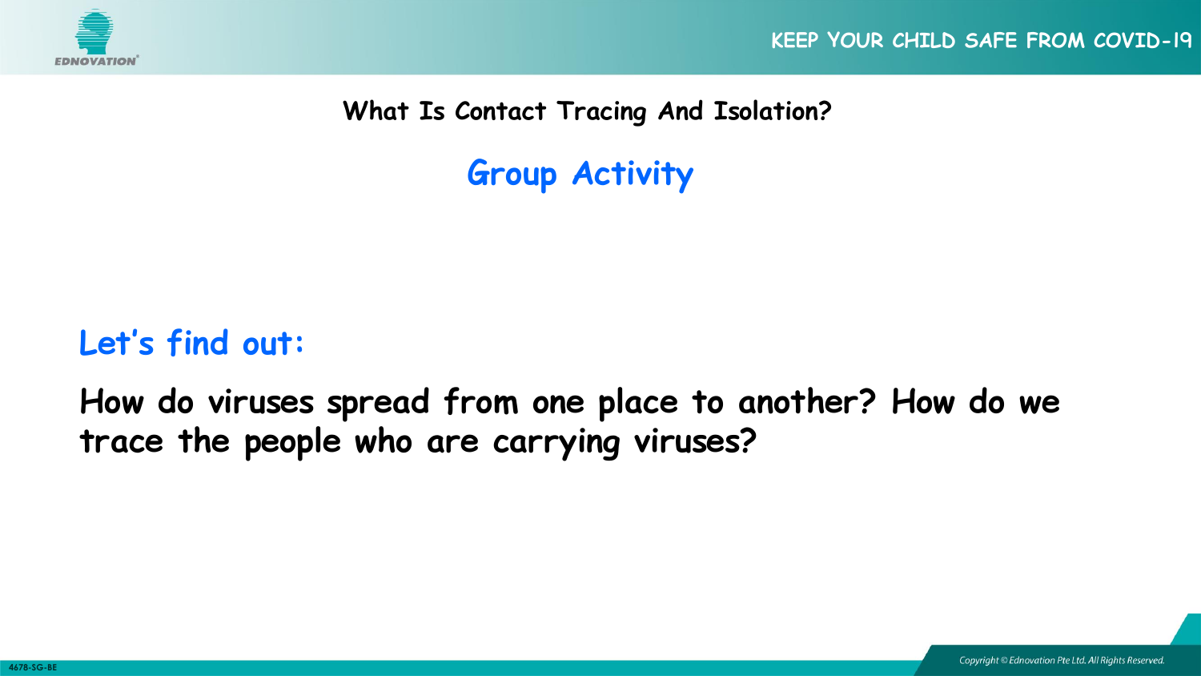## What Is Contact Tracing And Isolation?

### Group Activity

**Let's find out:**

**How do viruses spread from one place to another? How do we trace the people who are carrying viruses?**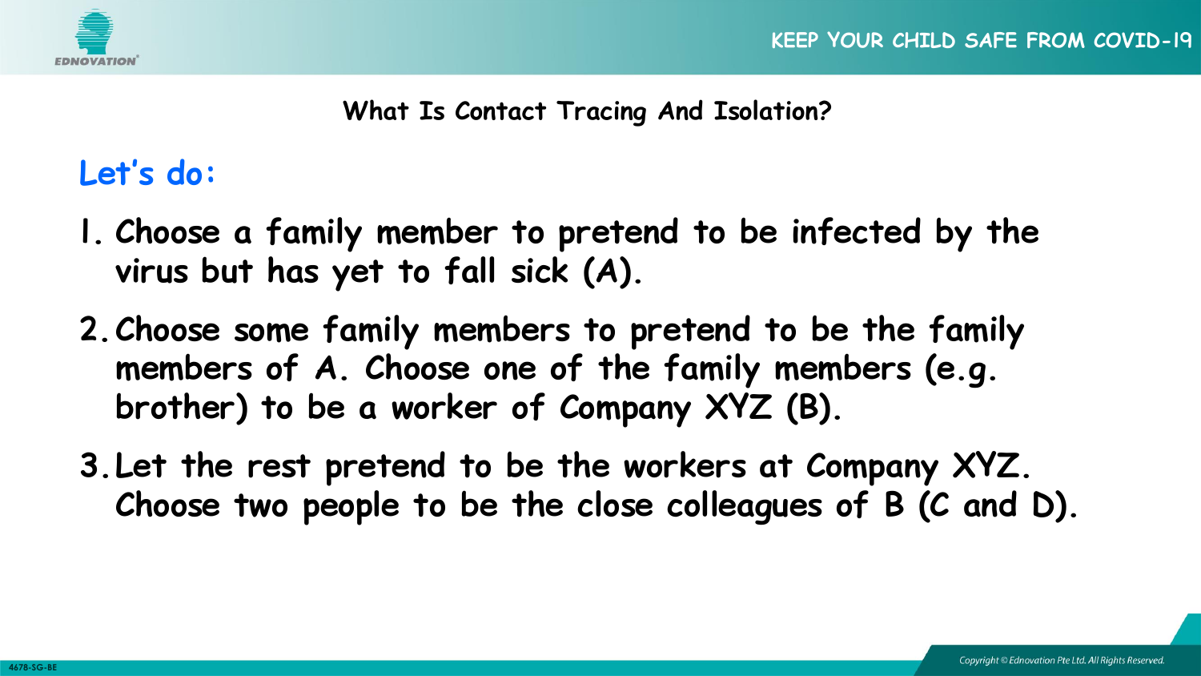## What Is Contact Tracing And Isolation?

### Let's do:

1. Choose a family member to pretend to be infected by the virus but has yet to fall sick (A).
2. Choose some family members to pretend to be the family members of A. Choose one of the family members (e.g. brother) to be a worker of Company XYZ (B).
3. Let the rest pretend to be the workers at Company XYZ. Choose two people to be the close colleagues of B (C and D).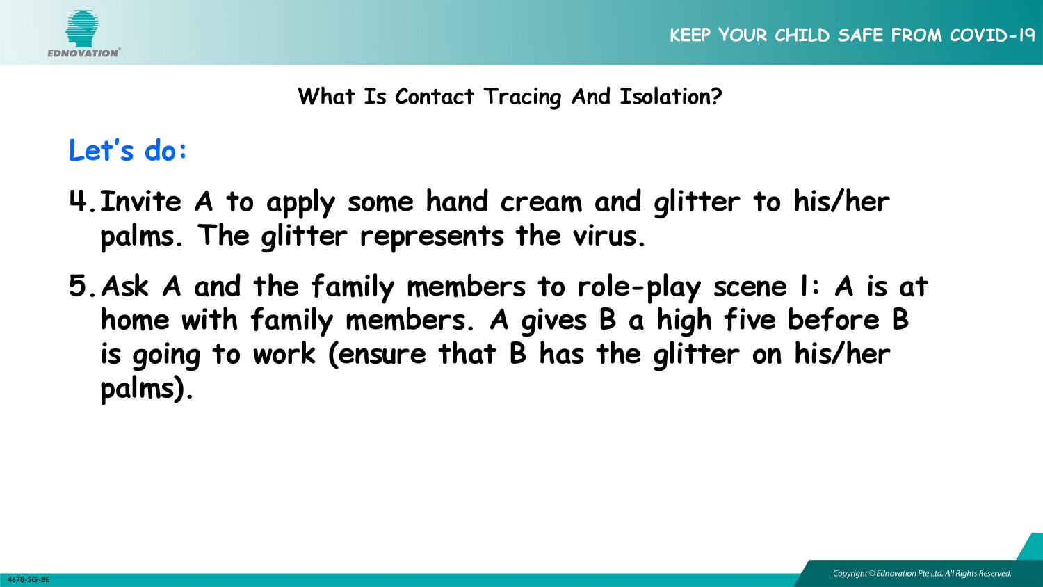## What Is Contact Tracing And Isolation?

### Let's do:

4. Invite A to apply some hand cream and glitter to his/her palms. The glitter represents the virus.
5. Ask A and the family members to role-play scene 1: A is at home with family members. A gives B a high five before B is going to work (ensure that B has the glitter on his/her palms).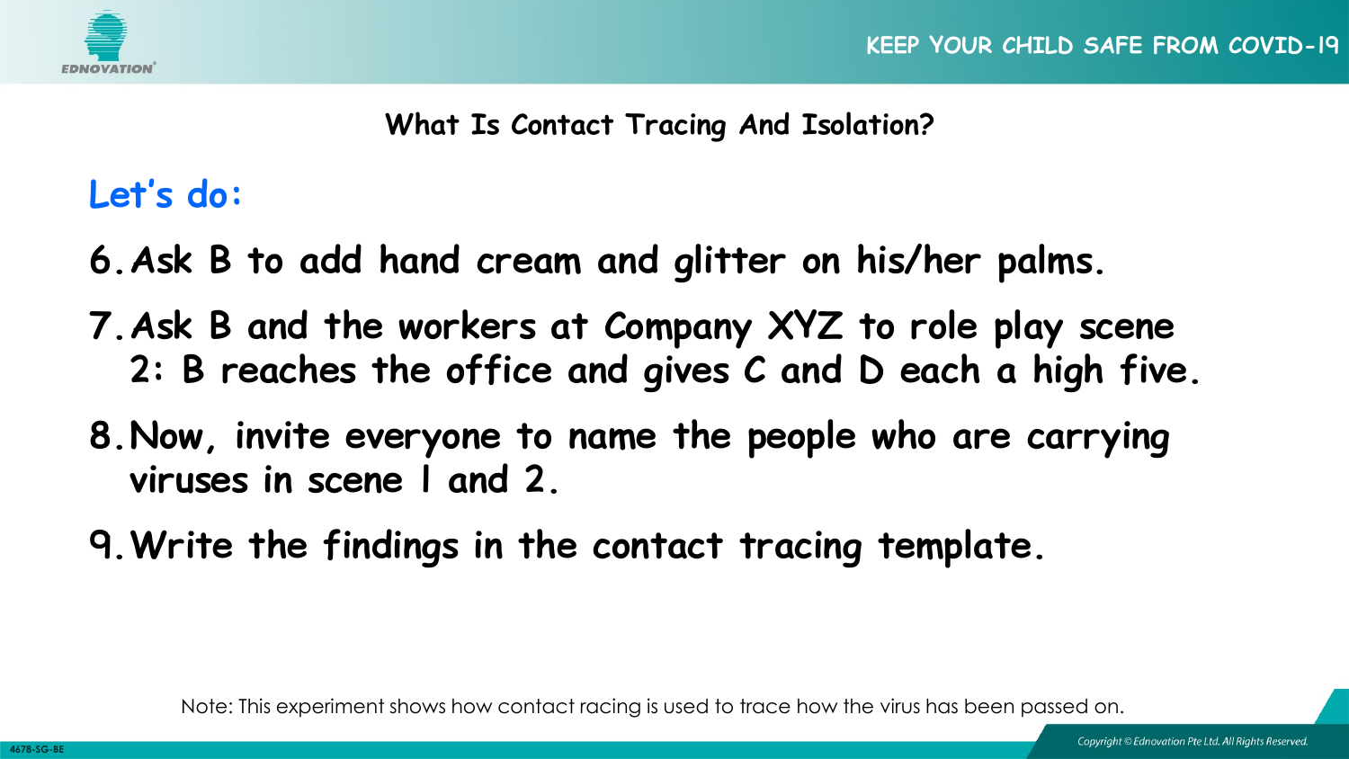## What Is Contact Tracing And Isolation?

### Let's do:

6. Ask B to add hand cream and glitter on his/her palms.
7. Ask B and the workers at Company XYZ to role play scene 2: B reaches the office and gives C and D each a high five.
8. Now, invite everyone to name the people who are carrying viruses in scene 1 and 2.
9. Write the findings in the contact tracing template.

Note: This experiment shows how contact racing is used to trace how the virus has been passed on.